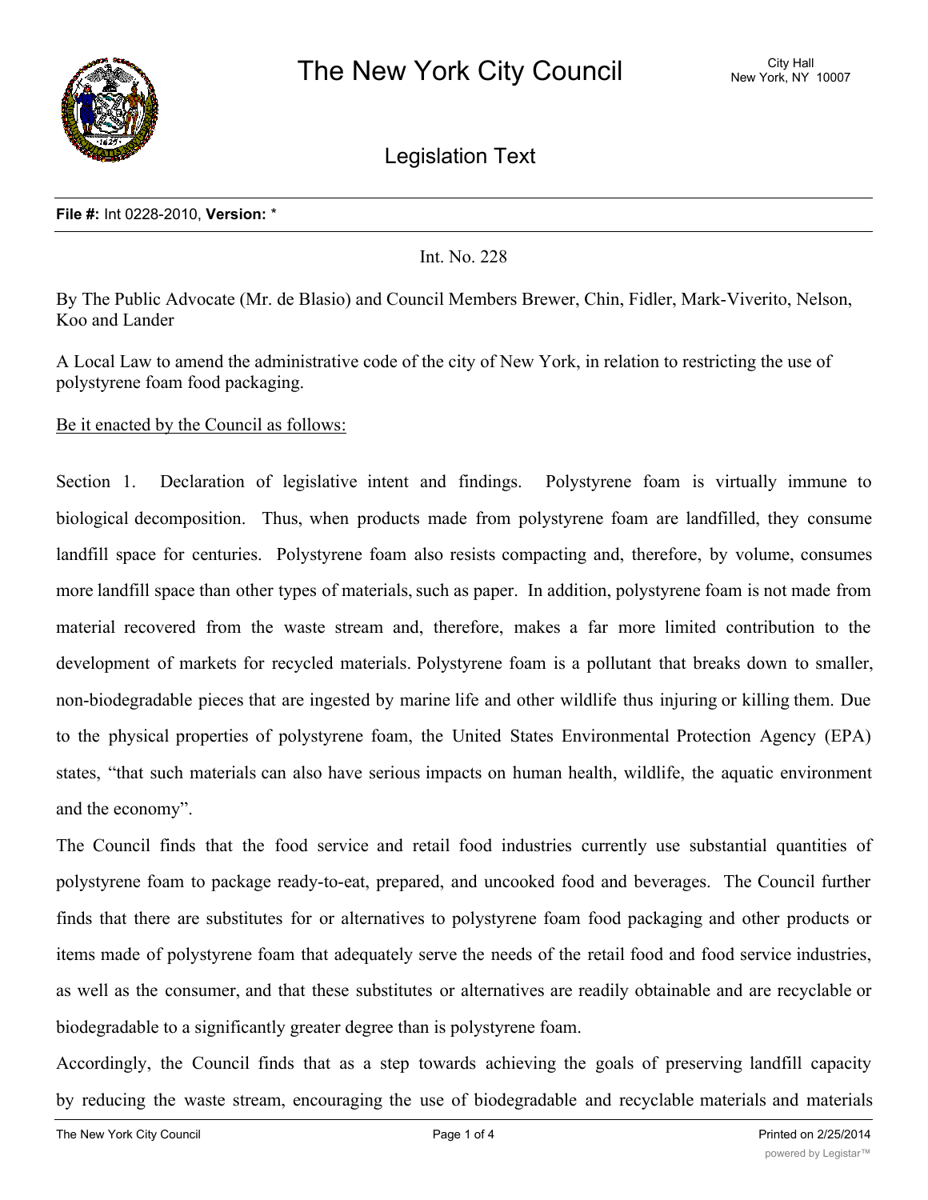# The New York City Council

City Hall
New York, NY 10007

## Legislation Text

**File #:** Int 0228-2010, **Version:** *

Int. No. 228

By The Public Advocate (Mr. de Blasio) and Council Members Brewer, Chin, Fidler, Mark-Viverito, Nelson, Koo and Lander

A Local Law to amend the administrative code of the city of New York, in relation to restricting the use of polystyrene foam food packaging.

Be it enacted by the Council as follows:

Section 1. Declaration of legislative intent and findings. Polystyrene foam is virtually immune to biological decomposition. Thus, when products made from polystyrene foam are landfilled, they consume landfill space for centuries. Polystyrene foam also resists compacting and, therefore, by volume, consumes more landfill space than other types of materials, such as paper. In addition, polystyrene foam is not made from material recovered from the waste stream and, therefore, makes a far more limited contribution to the development of markets for recycled materials. Polystyrene foam is a pollutant that breaks down to smaller, non-biodegradable pieces that are ingested by marine life and other wildlife thus injuring or killing them. Due to the physical properties of polystyrene foam, the United States Environmental Protection Agency (EPA) states, "that such materials can also have serious impacts on human health, wildlife, the aquatic environment and the economy".

The Council finds that the food service and retail food industries currently use substantial quantities of polystyrene foam to package ready-to-eat, prepared, and uncooked food and beverages. The Council further finds that there are substitutes for or alternatives to polystyrene foam food packaging and other products or items made of polystyrene foam that adequately serve the needs of the retail food and food service industries, as well as the consumer, and that these substitutes or alternatives are readily obtainable and are recyclable or biodegradable to a significantly greater degree than is polystyrene foam.

Accordingly, the Council finds that as a step towards achieving the goals of preserving landfill capacity by reducing the waste stream, encouraging the use of biodegradable and recyclable materials and materials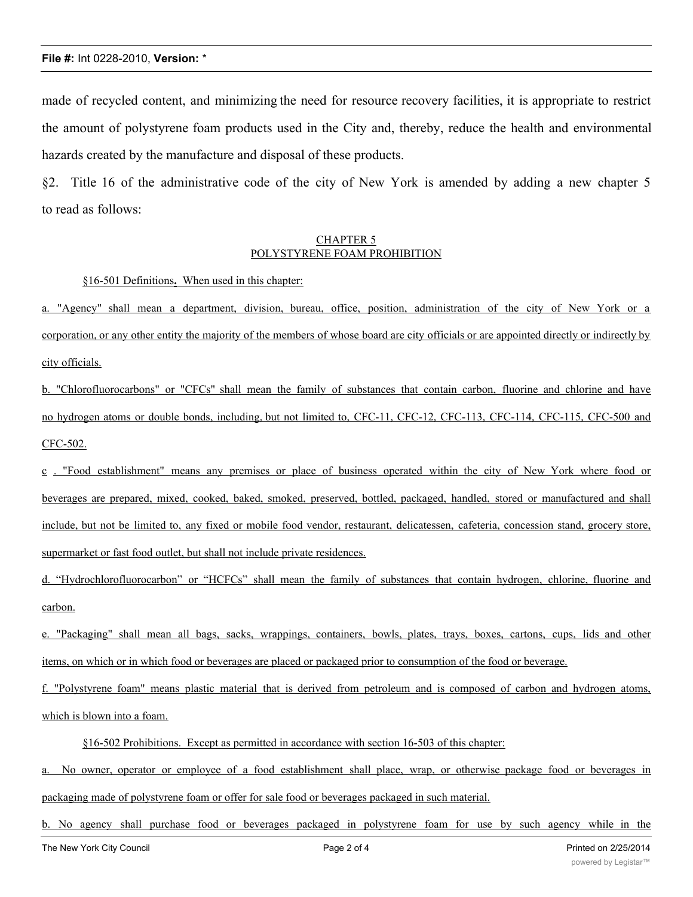made of recycled content, and minimizing the need for resource recovery facilities, it is appropriate to restrict the amount of polystyrene foam products used in the City and, thereby, reduce the health and environmental hazards created by the manufacture and disposal of these products.

§2. Title 16 of the administrative code of the city of New York is amended by adding a new chapter 5 to read as follows:

CHAPTER 5
POLYSTYRENE FOAM PROHIBITION

§16-501 Definitions**.** When used in this chapter:

a. "Agency" shall mean a department, division, bureau, office, position, administration of the city of New York or a corporation, or any other entity the majority of the members of whose board are city officials or are appointed directly or indirectly by city officials.

b. "Chlorofluorocarbons" or "CFCs" shall mean the family of substances that contain carbon, fluorine and chlorine and have no hydrogen atoms or double bonds, including, but not limited to, CFC-11, CFC-12, CFC-113, CFC-114, CFC-115, CFC-500 and CFC-502.

c . "Food establishment" means any premises or place of business operated within the city of New York where food or beverages are prepared, mixed, cooked, baked, smoked, preserved, bottled, packaged, handled, stored or manufactured and shall include, but not be limited to, any fixed or mobile food vendor, restaurant, delicatessen, cafeteria, concession stand, grocery store, supermarket or fast food outlet, but shall not include private residences.

d. "Hydrochlorofluorocarbon" or "HCFCs" shall mean the family of substances that contain hydrogen, chlorine, fluorine and carbon.

e. "Packaging" shall mean all bags, sacks, wrappings, containers, bowls, plates, trays, boxes, cartons, cups, lids and other items, on which or in which food or beverages are placed or packaged prior to consumption of the food or beverage.

f. "Polystyrene foam" means plastic material that is derived from petroleum and is composed of carbon and hydrogen atoms, which is blown into a foam.

§16-502 Prohibitions. Except as permitted in accordance with section 16-503 of this chapter:

a. No owner, operator or employee of a food establishment shall place, wrap, or otherwise package food or beverages in packaging made of polystyrene foam or offer for sale food or beverages packaged in such material.

b. No agency shall purchase food or beverages packaged in polystyrene foam for use by such agency while in the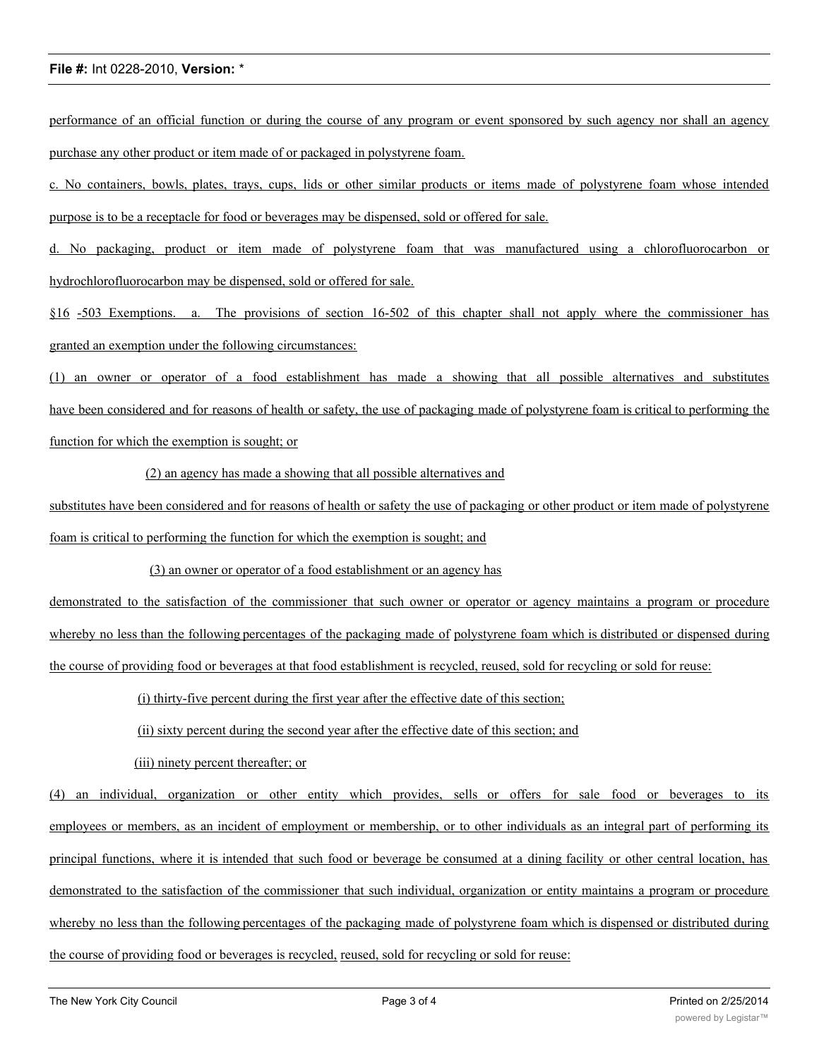performance of an official function or during the course of any program or event sponsored by such agency nor shall an agency purchase any other product or item made of or packaged in polystyrene foam.

c. No containers, bowls, plates, trays, cups, lids or other similar products or items made of polystyrene foam whose intended purpose is to be a receptacle for food or beverages may be dispensed, sold or offered for sale.

d. No packaging, product or item made of polystyrene foam that was manufactured using a chlorofluorocarbon or hydrochlorofluorocarbon may be dispensed, sold or offered for sale.

§16 -503 Exemptions. a. The provisions of section 16-502 of this chapter shall not apply where the commissioner has granted an exemption under the following circumstances:

(1) an owner or operator of a food establishment has made a showing that all possible alternatives and substitutes have been considered and for reasons of health or safety, the use of packaging made of polystyrene foam is critical to performing the function for which the exemption is sought; or

(2) an agency has made a showing that all possible alternatives and substitutes have been considered and for reasons of health or safety the use of packaging or other product or item made of polystyrene foam is critical to performing the function for which the exemption is sought; and

(3) an owner or operator of a food establishment or an agency has demonstrated to the satisfaction of the commissioner that such owner or operator or agency maintains a program or procedure whereby no less than the following percentages of the packaging made of polystyrene foam which is distributed or dispensed during the course of providing food or beverages at that food establishment is recycled, reused, sold for recycling or sold for reuse:

(i) thirty-five percent during the first year after the effective date of this section;

(ii) sixty percent during the second year after the effective date of this section; and

(iii) ninety percent thereafter; or

(4) an individual, organization or other entity which provides, sells or offers for sale food or beverages to its employees or members, as an incident of employment or membership, or to other individuals as an integral part of performing its principal functions, where it is intended that such food or beverage be consumed at a dining facility or other central location, has demonstrated to the satisfaction of the commissioner that such individual, organization or entity maintains a program or procedure whereby no less than the following percentages of the packaging made of polystyrene foam which is dispensed or distributed during the course of providing food or beverages is recycled, reused, sold for recycling or sold for reuse: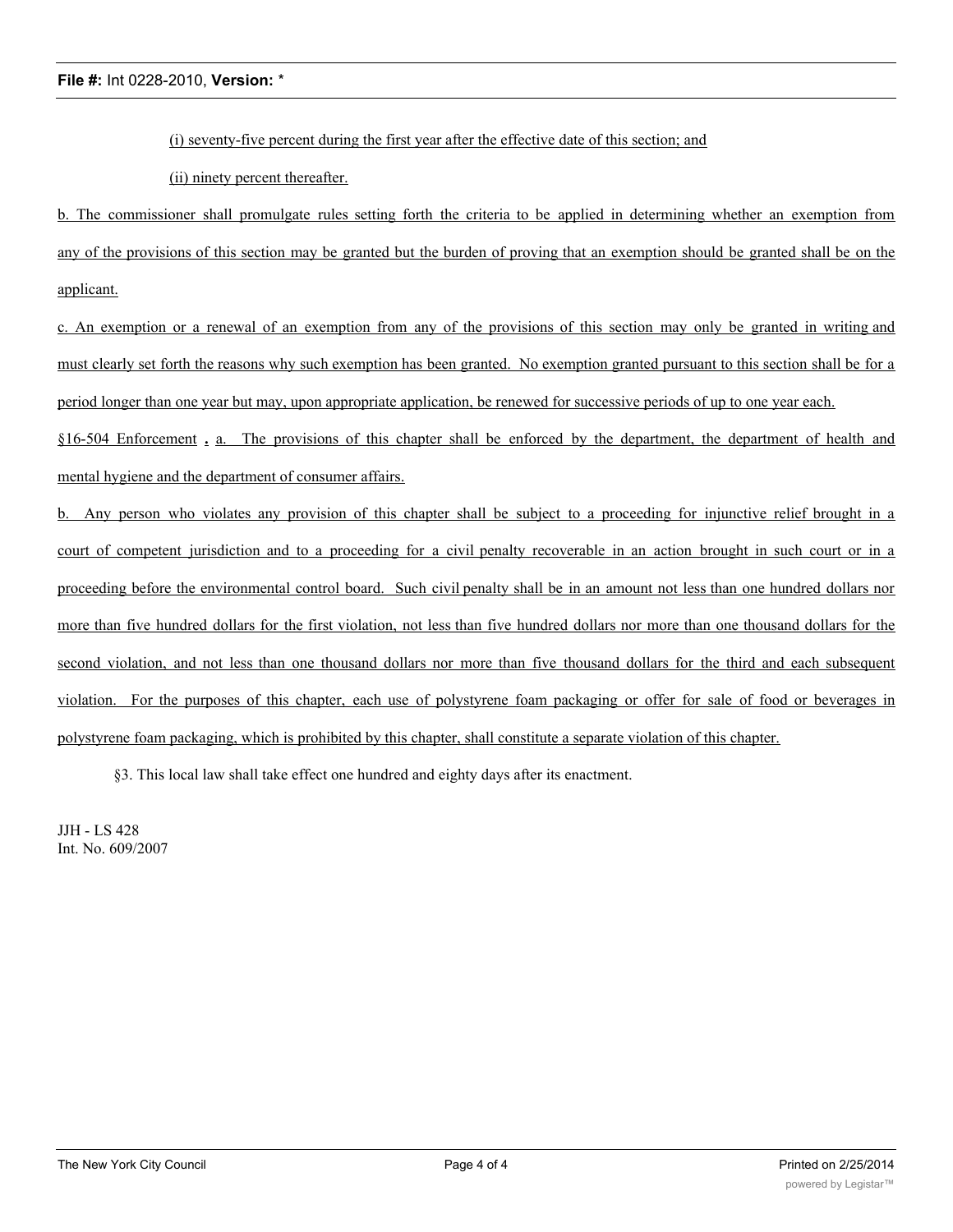(i) seventy-five percent during the first year after the effective date of this section; and

(ii) ninety percent thereafter.

b. The commissioner shall promulgate rules setting forth the criteria to be applied in determining whether an exemption from any of the provisions of this section may be granted but the burden of proving that an exemption should be granted shall be on the applicant.

c. An exemption or a renewal of an exemption from any of the provisions of this section may only be granted in writing and must clearly set forth the reasons why such exemption has been granted. No exemption granted pursuant to this section shall be for a period longer than one year but may, upon appropriate application, be renewed for successive periods of up to one year each.

§16-504 Enforcement . a. The provisions of this chapter shall be enforced by the department, the department of health and mental hygiene and the department of consumer affairs.

b. Any person who violates any provision of this chapter shall be subject to a proceeding for injunctive relief brought in a court of competent jurisdiction and to a proceeding for a civil penalty recoverable in an action brought in such court or in a proceeding before the environmental control board. Such civil penalty shall be in an amount not less than one hundred dollars nor more than five hundred dollars for the first violation, not less than five hundred dollars nor more than one thousand dollars for the second violation, and not less than one thousand dollars nor more than five thousand dollars for the third and each subsequent violation. For the purposes of this chapter, each use of polystyrene foam packaging or offer for sale of food or beverages in polystyrene foam packaging, which is prohibited by this chapter, shall constitute a separate violation of this chapter.

§3. This local law shall take effect one hundred and eighty days after its enactment.

JJH - LS 428
Int. No. 609/2007